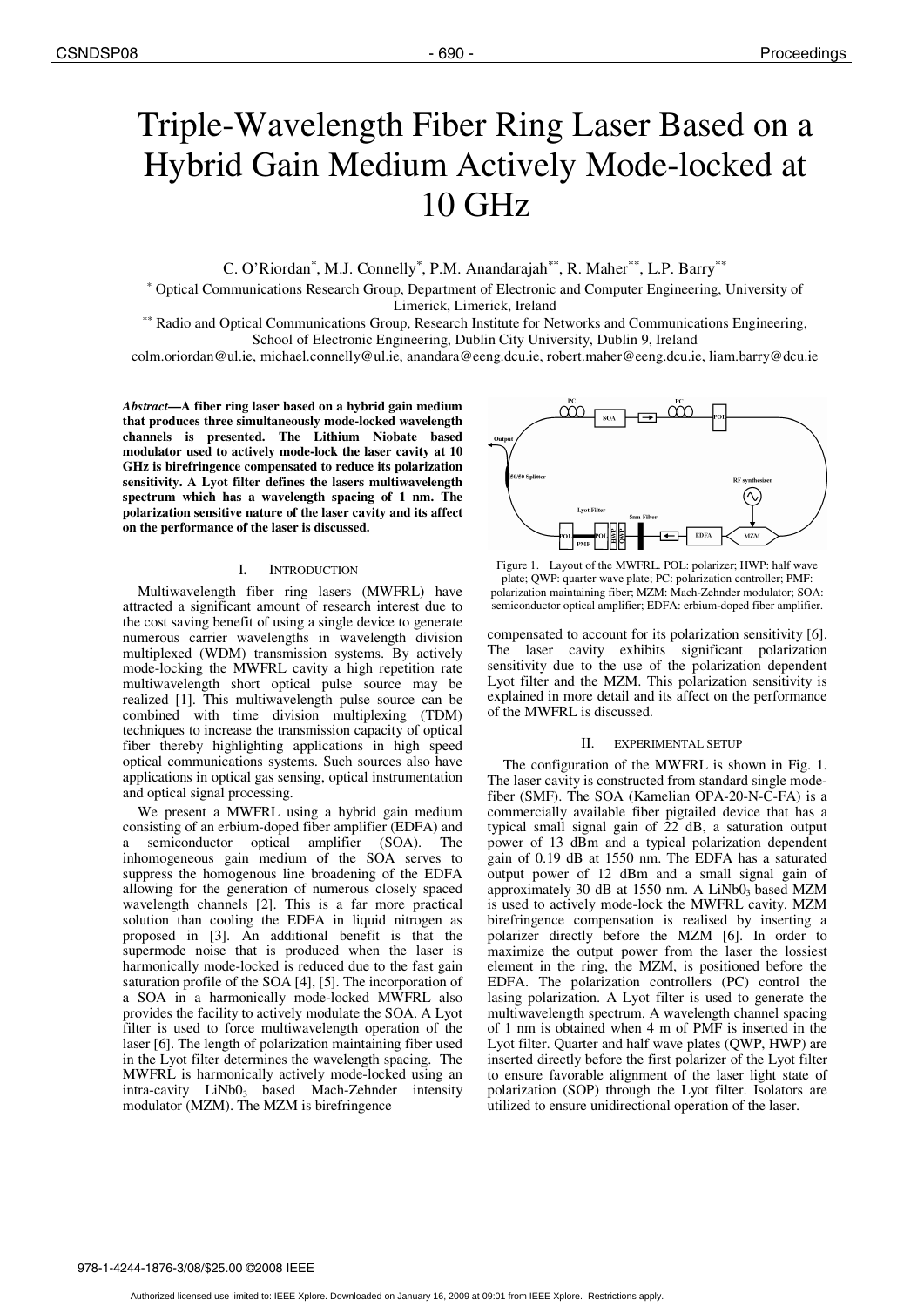# Triple-Wavelength Fiber Ring Laser Based on a Hybrid Gain Medium Actively Mode-locked at 10 GHz

C. O'Riordan[*], M.J. Connelly[*], P.M. Anandarajah[**], R. Maher[**], L.P. Barry[**]

[*] Optical Communications Research Group, Department of Electronic and Computer Engineering, University of Limerick, Limerick, Ireland

[**] Radio and Optical Communications Group, Research Institute for Networks and Communications Engineering, School of Electronic Engineering, Dublin City University, Dublin 9, Ireland

colm.oriordan@ul.ie, michael.connelly@ul.ie, anandara@eeng.dcu.ie, robert.maher@eeng.dcu.ie, liam.barry@dcu.ie

***Abstract*—A fiber ring laser based on a hybrid gain medium that produces three simultaneously mode-locked wavelength channels is presented. The Lithium Niobate based modulator used to actively mode-lock the laser cavity at 10 GHz is birefringence compensated to reduce its polarization sensitivity. A Lyot filter defines the lasers multiwavelength spectrum which has a wavelength spacing of 1 nm. The polarization sensitive nature of the laser cavity and its affect on the performance of the laser is discussed.**

## I. Introduction

Multiwavelength fiber ring lasers (MWFRL) have attracted a significant amount of research interest due to the cost saving benefit of using a single device to generate numerous carrier wavelengths in wavelength division multiplexed (WDM) transmission systems. By actively mode-locking the MWFRL cavity a high repetition rate multiwavelength short optical pulse source may be realized [1]. This multiwavelength pulse source can be combined with time division multiplexing (TDM) techniques to increase the transmission capacity of optical fiber thereby highlighting applications in high speed optical communications systems. Such sources also have applications in optical gas sensing, optical instrumentation and optical signal processing.

We present a MWFRL using a hybrid gain medium consisting of an erbium-doped fiber amplifier (EDFA) and a semiconductor optical amplifier (SOA). The inhomogeneous gain medium of the SOA serves to suppress the homogenous line broadening of the EDFA allowing for the generation of numerous closely spaced wavelength channels [2]. This is a far more practical solution than cooling the EDFA in liquid nitrogen as proposed in [3]. An additional benefit is that the supermode noise that is produced when the laser is harmonically mode-locked is reduced due to the fast gain saturation profile of the SOA [4], [5]. The incorporation of a SOA in a harmonically mode-locked MWFRL also provides the facility to actively modulate the SOA. A Lyot filter is used to force multiwavelength operation of the laser [6]. The length of polarization maintaining fiber used in the Lyot filter determines the wavelength spacing. The MWFRL is harmonically actively mode-locked using an intra-cavity $LiNb0_3$ based Mach-Zehnder intensity modulator (MZM). The MZM is birefringence compensated to account for its polarization sensitivity [6]. The laser cavity exhibits significant polarization sensitivity due to the use of the polarization dependent Lyot filter and the MZM. This polarization sensitivity is explained in more detail and its affect on the performance of the MWFRL is discussed.

Figure 1. Layout of the MWFRL. POL: polarizer; HWP: half wave plate; QWP: quarter wave plate; PC: polarization controller; PMF: polarization maintaining fiber; MZM: Mach-Zehnder modulator; SOA: semiconductor optical amplifier; EDFA: erbium-doped fiber amplifier.

## II. Experimental Setup

The configuration of the MWFRL is shown in Fig. 1. The laser cavity is constructed from standard single mode-fiber (SMF). The SOA (Kamelian OPA-20-N-C-FA) is a commercially available fiber pigtailed device that has a typical small signal gain of 22 dB, a saturation output power of 13 dBm and a typical polarization dependent gain of 0.19 dB at 1550 nm. The EDFA has a saturated output power of 12 dBm and a small signal gain of approximately 30 dB at 1550 nm. A $LiNb0_3$ based MZM is used to actively mode-lock the MWFRL cavity. MZM birefringence compensation is realised by inserting a polarizer directly before the MZM [6]. In order to maximize the output power from the laser the lossiest element in the ring, the MZM, is positioned before the EDFA. The polarization controllers (PC) control the lasing polarization. A Lyot filter is used to generate the multiwavelength spectrum. A wavelength channel spacing of 1 nm is obtained when 4 m of PMF is inserted in the Lyot filter. Quarter and half wave plates (QWP, HWP) are inserted directly before the first polarizer of the Lyot filter to ensure favorable alignment of the laser light state of polarization (SOP) through the Lyot filter. Isolators are utilized to ensure unidirectional operation of the laser.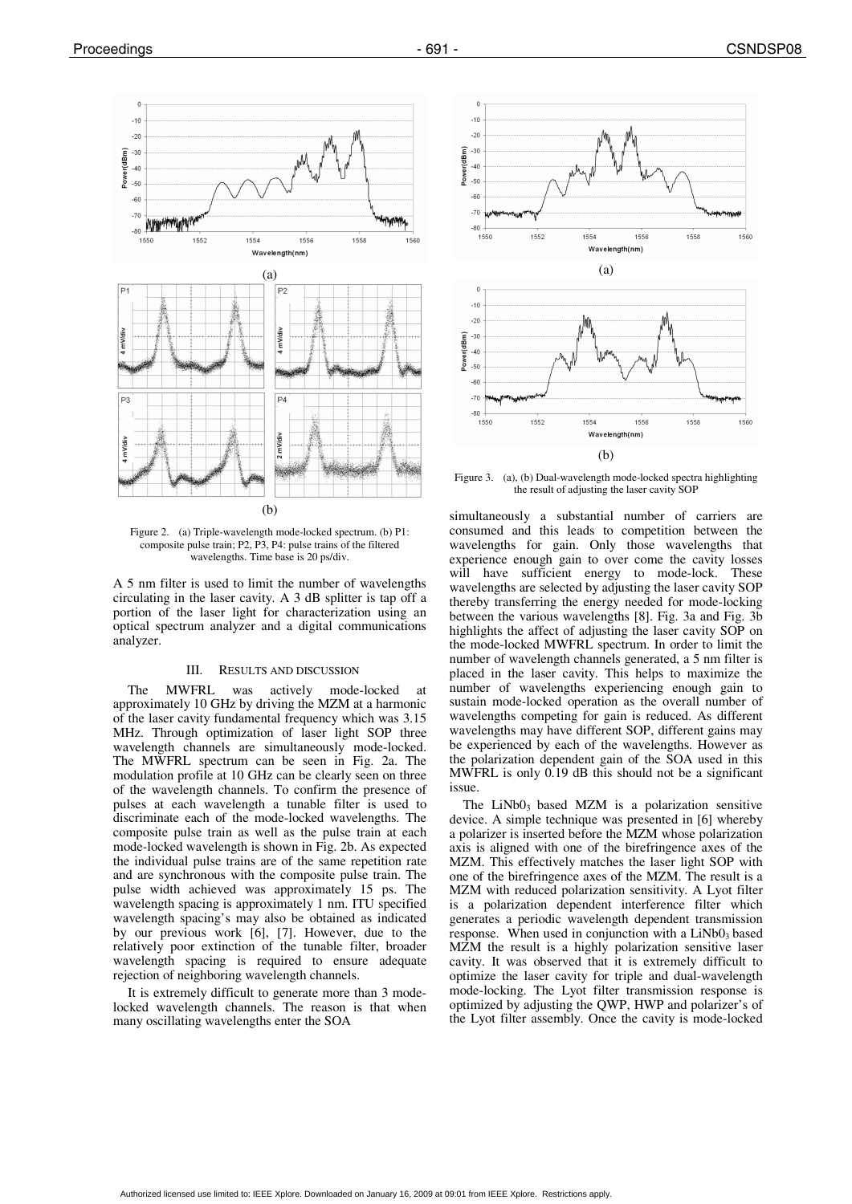Figure 2. (a) Triple-wavelength mode-locked spectrum. (b) P1: composite pulse train; P2, P3, P4: pulse trains of the filtered wavelengths. Time base is 20 ps/div.

A 5 nm filter is used to limit the number of wavelengths circulating in the laser cavity. A 3 dB splitter is tap off a portion of the laser light for characterization using an optical spectrum analyzer and a digital communications analyzer.

### III. RESULTS AND DISCUSSION

The MWFRL was actively mode-locked at approximately 10 GHz by driving the MZM at a harmonic of the laser cavity fundamental frequency which was 3.15 MHz. Through optimization of laser light SOP three wavelength channels are simultaneously mode-locked. The MWFRL spectrum can be seen in Fig. 2a. The modulation profile at 10 GHz can be clearly seen on three of the wavelength channels. To confirm the presence of pulses at each wavelength a tunable filter is used to discriminate each of the mode-locked wavelengths. The composite pulse train as well as the pulse train at each mode-locked wavelength is shown in Fig. 2b. As expected the individual pulse trains are of the same repetition rate and are synchronous with the composite pulse train. The pulse width achieved was approximately 15 ps. The wavelength spacing is approximately 1 nm. ITU specified wavelength spacing's may also be obtained as indicated by our previous work [6], [7]. However, due to the relatively poor extinction of the tunable filter, broader wavelength spacing is required to ensure adequate rejection of neighboring wavelength channels.

It is extremely difficult to generate more than 3 mode-locked wavelength channels. The reason is that when many oscillating wavelengths enter the SOA simultaneously a substantial number of carriers are consumed and this leads to competition between the wavelengths for gain. Only those wavelengths that experience enough gain to over come the cavity losses will have sufficient energy to mode-lock. These wavelengths are selected by adjusting the laser cavity SOP thereby transferring the energy needed for mode-locking between the various wavelengths [8]. Fig. 3a and Fig. 3b highlights the affect of adjusting the laser cavity SOP on the mode-locked MWFRL spectrum. In order to limit the number of wavelength channels generated, a 5 nm filter is placed in the laser cavity. This helps to maximize the number of wavelengths experiencing enough gain to sustain mode-locked operation as the overall number of wavelengths competing for gain is reduced. As different wavelengths may have different SOP, different gains may be experienced by each of the wavelengths. However as the polarization dependent gain of the SOA used in this MWFRL is only 0.19 dB this should not be a significant issue.

Figure 3. (a), (b) Dual-wavelength mode-locked spectra highlighting the result of adjusting the laser cavity SOP

The $LiNbO_3$ based MZM is a polarization sensitive device. A simple technique was presented in [6] whereby a polarizer is inserted before the MZM whose polarization axis is aligned with one of the birefringence axes of the MZM. This effectively matches the laser light SOP with one of the birefringence axes of the MZM. The result is a MZM with reduced polarization sensitivity. A Lyot filter is a polarization dependent interference filter which generates a periodic wavelength dependent transmission response. When used in conjunction with a $LiNbO_3$ based MZM the result is a highly polarization sensitive laser cavity. It was observed that it is extremely difficult to optimize the laser cavity for triple and dual-wavelength mode-locking. The Lyot filter transmission response is optimized by adjusting the QWP, HWP and polarizer's of the Lyot filter assembly. Once the cavity is mode-locked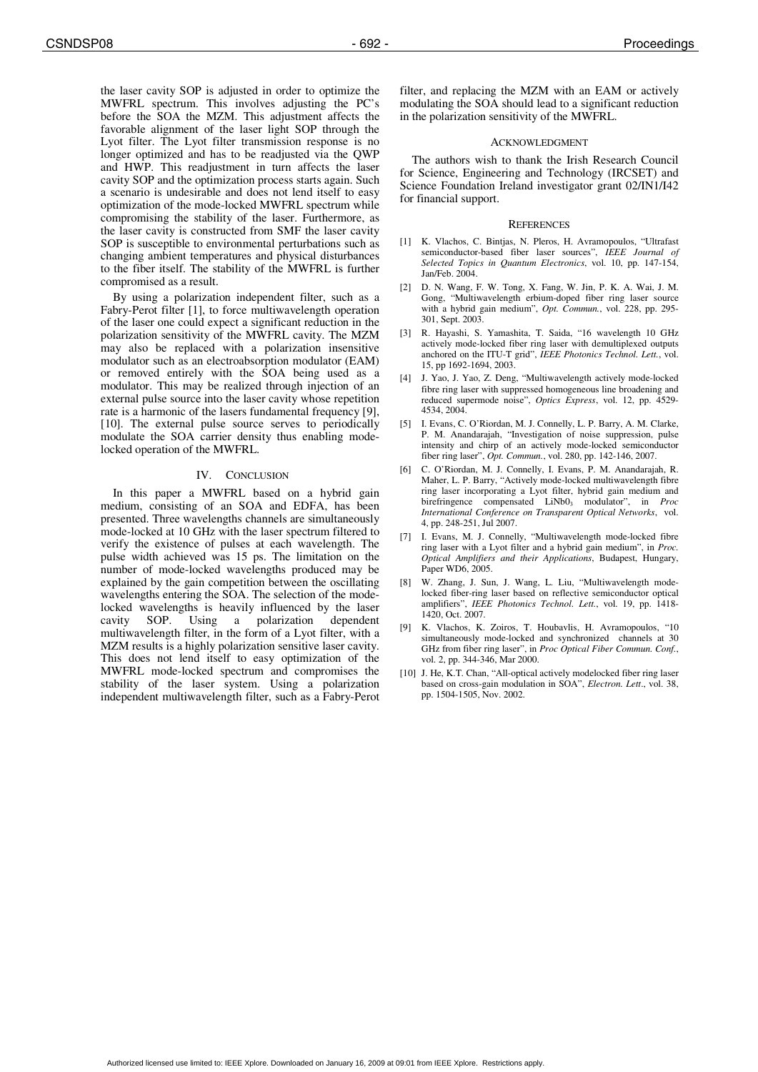the laser cavity SOP is adjusted in order to optimize the MWFRL spectrum. This involves adjusting the PC's before the SOA the MZM. This adjustment affects the favorable alignment of the laser light SOP through the Lyot filter. The Lyot filter transmission response is no longer optimized and has to be readjusted via the QWP and HWP. This readjustment in turn affects the laser cavity SOP and the optimization process starts again. Such a scenario is undesirable and does not lend itself to easy optimization of the mode-locked MWFRL spectrum while compromising the stability of the laser. Furthermore, as the laser cavity is constructed from SMF the laser cavity SOP is susceptible to environmental perturbations such as changing ambient temperatures and physical disturbances to the fiber itself. The stability of the MWFRL is further compromised as a result.

By using a polarization independent filter, such as a Fabry-Perot filter [1], to force multiwavelength operation of the laser one could expect a significant reduction in the polarization sensitivity of the MWFRL cavity. The MZM may also be replaced with a polarization insensitive modulator such as an electroabsorption modulator (EAM) or removed entirely with the SOA being used as a modulator. This may be realized through injection of an external pulse source into the laser cavity whose repetition rate is a harmonic of the lasers fundamental frequency [9], [10]. The external pulse source serves to periodically modulate the SOA carrier density thus enabling mode-locked operation of the MWFRL.

## IV. Conclusion

In this paper a MWFRL based on a hybrid gain medium, consisting of an SOA and EDFA, has been presented. Three wavelengths channels are simultaneously mode-locked at 10 GHz with the laser spectrum filtered to verify the existence of pulses at each wavelength. The pulse width achieved was 15 ps. The limitation on the number of mode-locked wavelengths produced may be explained by the gain competition between the oscillating wavelengths entering the SOA. The selection of the mode-locked wavelengths is heavily influenced by the laser cavity SOP. Using a polarization dependent multiwavelength filter, in the form of a Lyot filter, with a MZM results is a highly polarization sensitive laser cavity. This does not lend itself to easy optimization of the MWFRL mode-locked spectrum and compromises the stability of the laser system. Using a polarization independent multiwavelength filter, such as a Fabry-Perot filter, and replacing the MZM with an EAM or actively modulating the SOA should lead to a significant reduction in the polarization sensitivity of the MWFRL.

## Acknowledgment

The authors wish to thank the Irish Research Council for Science, Engineering and Technology (IRCSET) and Science Foundation Ireland investigator grant 02/IN1/I42 for financial support.

## References

[1] K. Vlachos, C. Bintjas, N. Pleros, H. Avramopoulos, "Ultrafast semiconductor-based fiber laser sources", *IEEE Journal of Selected Topics in Quantum Electronics*, vol. 10, pp. 147-154, Jan/Feb. 2004.

[2] D. N. Wang, F. W. Tong, X. Fang, W. Jin, P. K. A. Wai, J. M. Gong, "Multiwavelength erbium-doped fiber ring laser source with a hybrid gain medium", *Opt. Commun.*, vol. 228, pp. 295-301, Sept. 2003.

[3] R. Hayashi, S. Yamashita, T. Saida, "16 wavelength 10 GHz actively mode-locked fiber ring laser with demultiplexed outputs anchored on the ITU-T grid", *IEEE Photonics Technol. Lett.*, vol. 15, pp 1692-1694, 2003.

[4] J. Yao, J. Yao, Z. Deng, "Multiwavelength actively mode-locked fibre ring laser with suppressed homogeneous line broadening and reduced supermode noise", *Optics Express*, vol. 12, pp. 4529-4534, 2004.

[5] I. Evans, C. O'Riordan, M. J. Connelly, L. P. Barry, A. M. Clarke, P. M. Anandarajah, "Investigation of noise suppression, pulse intensity and chirp of an actively mode-locked semiconductor fiber ring laser", *Opt. Commun.*, vol. 280, pp. 142-146, 2007.

[6] C. O'Riordan, M. J. Connelly, I. Evans, P. M. Anandarajah, R. Maher, L. P. Barry, "Actively mode-locked multiwavelength fibre ring laser incorporating a Lyot filter, hybrid gain medium and birefringence compensated $LiNb0_3$ modulator", in *Proc International Conference on Transparent Optical Networks*, vol. 4, pp. 248-251, Jul 2007.

[7] I. Evans, M. J. Connelly, "Multiwavelength mode-locked fibre ring laser with a Lyot filter and a hybrid gain medium", in *Proc. Optical Amplifiers and their Applications*, Budapest, Hungary, Paper WD6, 2005.

[8] W. Zhang, J. Sun, J. Wang, L. Liu, "Multiwavelength mode-locked fiber-ring laser based on reflective semiconductor optical amplifiers", *IEEE Photonics Technol. Lett.*, vol. 19, pp. 1418-1420, Oct. 2007.

[9] K. Vlachos, K. Zoiros, T. Houbavlis, H. Avramopoulos, "10 simultaneously mode-locked and synchronized channels at 30 GHz from fiber ring laser", in *Proc Optical Fiber Commun. Conf.*, vol. 2, pp. 344-346, Mar 2000.

[10] J. He, K.T. Chan, "All-optical actively modelocked fiber ring laser based on cross-gain modulation in SOA", *Electron. Lett*., vol. 38, pp. 1504-1505, Nov. 2002.